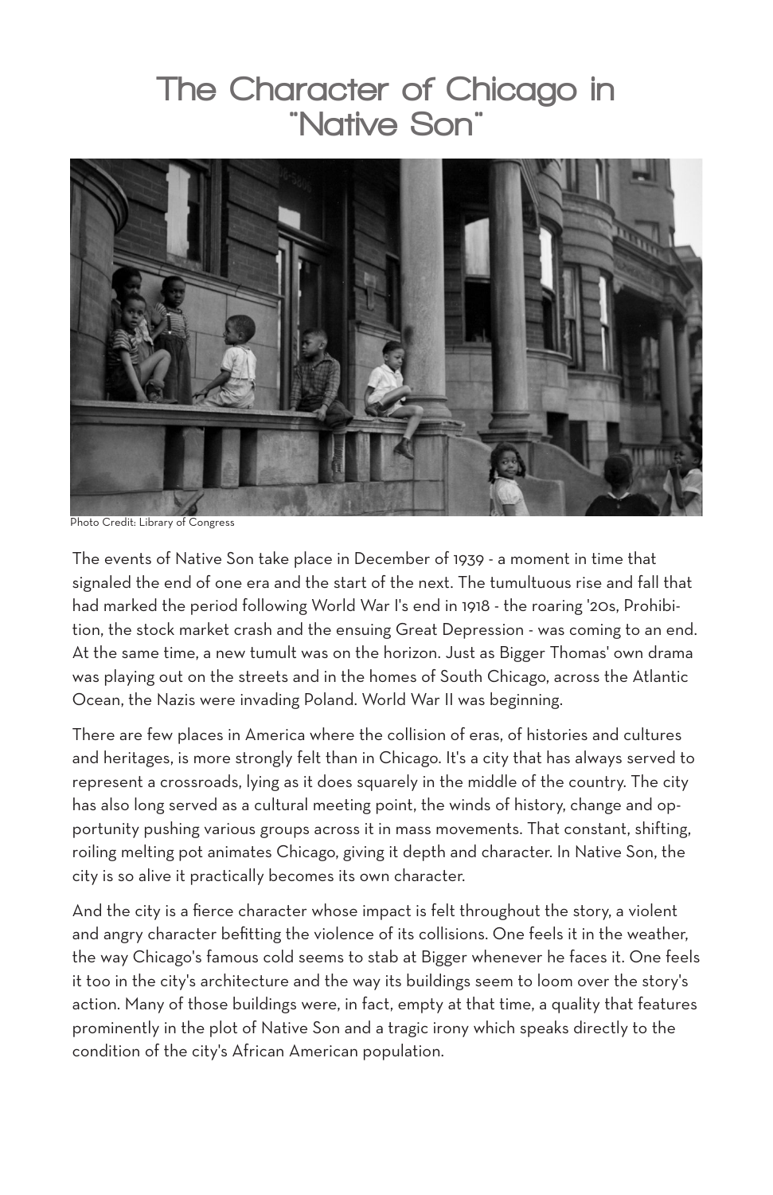# The Character of Chicago in "Native Son"

Photo Credit: Library of Congress

The events of Native Son take place in December of 1939 - a moment in time that signaled the end of one era and the start of the next. The tumultuous rise and fall that had marked the period following World War I's end in 1918 - the roaring '20s, Prohibition, the stock market crash and the ensuing Great Depression - was coming to an end. At the same time, a new tumult was on the horizon. Just as Bigger Thomas' own drama was playing out on the streets and in the homes of South Chicago, across the Atlantic Ocean, the Nazis were invading Poland. World War II was beginning.

There are few places in America where the collision of eras, of histories and cultures and heritages, is more strongly felt than in Chicago. It's a city that has always served to represent a crossroads, lying as it does squarely in the middle of the country. The city has also long served as a cultural meeting point, the winds of history, change and opportunity pushing various groups across it in mass movements. That constant, shifting, roiling melting pot animates Chicago, giving it depth and character. In Native Son, the city is so alive it practically becomes its own character.

And the city is a fierce character whose impact is felt throughout the story, a violent and angry character befitting the violence of its collisions. One feels it in the weather, the way Chicago's famous cold seems to stab at Bigger whenever he faces it. One feels it too in the city's architecture and the way its buildings seem to loom over the story's action. Many of those buildings were, in fact, empty at that time, a quality that features prominently in the plot of Native Son and a tragic irony which speaks directly to the condition of the city's African American population.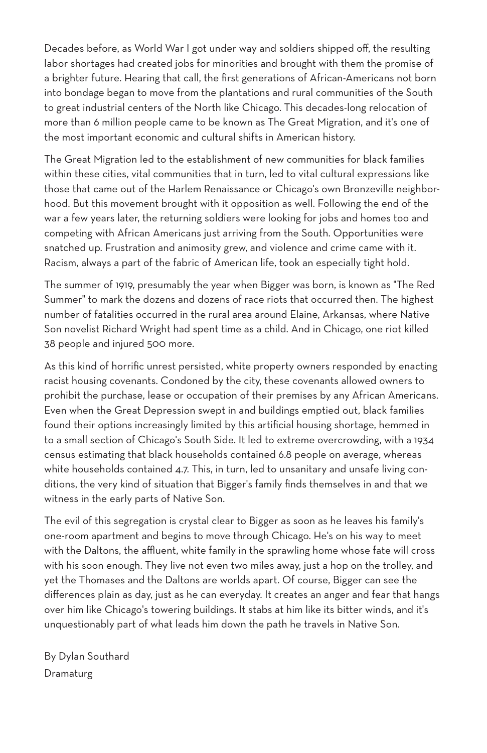Decades before, as World War I got under way and soldiers shipped off, the resulting labor shortages had created jobs for minorities and brought with them the promise of a brighter future. Hearing that call, the first generations of African-Americans not born into bondage began to move from the plantations and rural communities of the South to great industrial centers of the North like Chicago. This decades-long relocation of more than 6 million people came to be known as The Great Migration, and it's one of the most important economic and cultural shifts in American history.

The Great Migration led to the establishment of new communities for black families within these cities, vital communities that in turn, led to vital cultural expressions like those that came out of the Harlem Renaissance or Chicago's own Bronzeville neighborhood. But this movement brought with it opposition as well. Following the end of the war a few years later, the returning soldiers were looking for jobs and homes too and competing with African Americans just arriving from the South. Opportunities were snatched up. Frustration and animosity grew, and violence and crime came with it. Racism, always a part of the fabric of American life, took an especially tight hold.

The summer of 1919, presumably the year when Bigger was born, is known as "The Red Summer" to mark the dozens and dozens of race riots that occurred then. The highest number of fatalities occurred in the rural area around Elaine, Arkansas, where Native Son novelist Richard Wright had spent time as a child. And in Chicago, one riot killed 38 people and injured 500 more.

As this kind of horrific unrest persisted, white property owners responded by enacting racist housing covenants. Condoned by the city, these covenants allowed owners to prohibit the purchase, lease or occupation of their premises by any African Americans. Even when the Great Depression swept in and buildings emptied out, black families found their options increasingly limited by this artificial housing shortage, hemmed in to a small section of Chicago's South Side. It led to extreme overcrowding, with a 1934 census estimating that black households contained 6.8 people on average, whereas white households contained 4.7. This, in turn, led to unsanitary and unsafe living conditions, the very kind of situation that Bigger's family finds themselves in and that we witness in the early parts of Native Son.

The evil of this segregation is crystal clear to Bigger as soon as he leaves his family's one-room apartment and begins to move through Chicago. He's on his way to meet with the Daltons, the affluent, white family in the sprawling home whose fate will cross with his soon enough. They live not even two miles away, just a hop on the trolley, and yet the Thomases and the Daltons are worlds apart. Of course, Bigger can see the differences plain as day, just as he can everyday. It creates an anger and fear that hangs over him like Chicago's towering buildings. It stabs at him like its bitter winds, and it's unquestionably part of what leads him down the path he travels in Native Son.

By Dylan Southard
Dramaturg